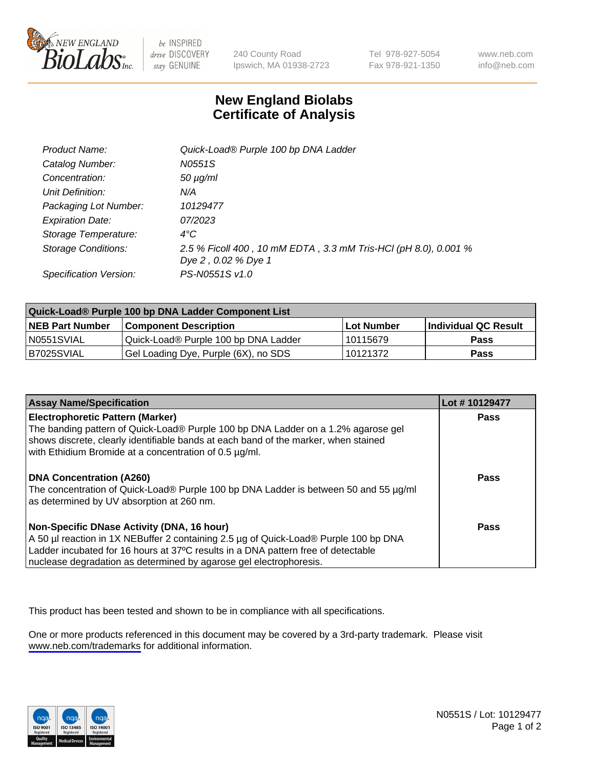New England BioLabs Inc. — be INSPIRED drive DISCOVERY stay GENUINE

240 County Road
Ipswich, MA 01938-2723

Tel 978-927-5054
Fax 978-921-1350

www.neb.com
info@neb.com

# New England Biolabs
# Certificate of Analysis

| | |
|---|---|
| *Product Name:* | *Quick-Load® Purple 100 bp DNA Ladder* |
| *Catalog Number:* | *N0551S* |
| *Concentration:* | *50 µg/ml* |
| *Unit Definition:* | *N/A* |
| *Packaging Lot Number:* | *10129477* |
| *Expiration Date:* | *07/2023* |
| *Storage Temperature:* | *4°C* |
| *Storage Conditions:* | *2.5 % Ficoll 400 , 10 mM EDTA , 3.3 mM Tris-HCl (pH 8.0), 0.001 % Dye 2 , 0.02 % Dye 1* |
| *Specification Version:* | *PS-N0551S v1.0* |

| **Quick-Load® Purple 100 bp DNA Ladder Component List** | | | |
|---|---|---|---|
| **NEB Part Number** | **Component Description** | **Lot Number** | **Individual QC Result** |
| N0551SVIAL | Quick-Load® Purple 100 bp DNA Ladder | 10115679 | **Pass** |
| B7025SVIAL | Gel Loading Dye, Purple (6X), no SDS | 10121372 | **Pass** |

| **Assay Name/Specification** | **Lot # 10129477** |
|---|---|
| **Electrophoretic Pattern (Marker)** The banding pattern of Quick-Load® Purple 100 bp DNA Ladder on a 1.2% agarose gel shows discrete, clearly identifiable bands at each band of the marker, when stained with Ethidium Bromide at a concentration of 0.5 µg/ml. | **Pass** |
| **DNA Concentration (A260)** The concentration of Quick-Load® Purple 100 bp DNA Ladder is between 50 and 55 µg/ml as determined by UV absorption at 260 nm. | **Pass** |
| **Non-Specific DNase Activity (DNA, 16 hour)** A 50 µl reaction in 1X NEBuffer 2 containing 2.5 µg of Quick-Load® Purple 100 bp DNA Ladder incubated for 16 hours at 37ºC results in a DNA pattern free of detectable nuclease degradation as determined by agarose gel electrophoresis. | **Pass** |

This product has been tested and shown to be in compliance with all specifications.

One or more products referenced in this document may be covered by a 3rd-party trademark. Please visit www.neb.com/trademarks for additional information.

ISO 9001 Registered Quality Management | ISO 13485 Registered Medical Devices | ISO 14001 Registered Environmental Management

N0551S / Lot: 10129477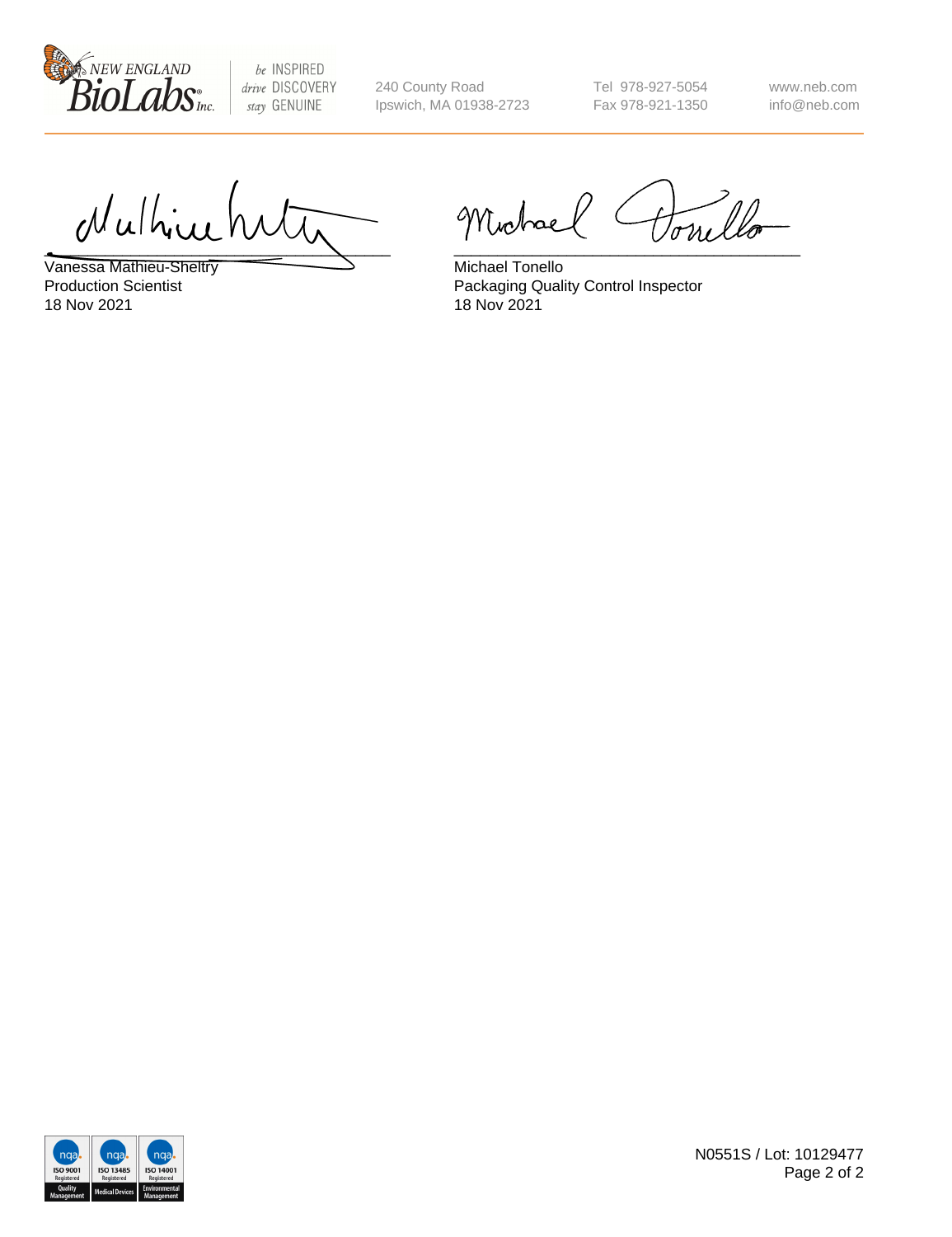Vanessa Mathieu-Sheltry
Production Scientist
18 Nov 2021

Michael Tonello
Packaging Quality Control Inspector
18 Nov 2021

N0551S / Lot: 10129477